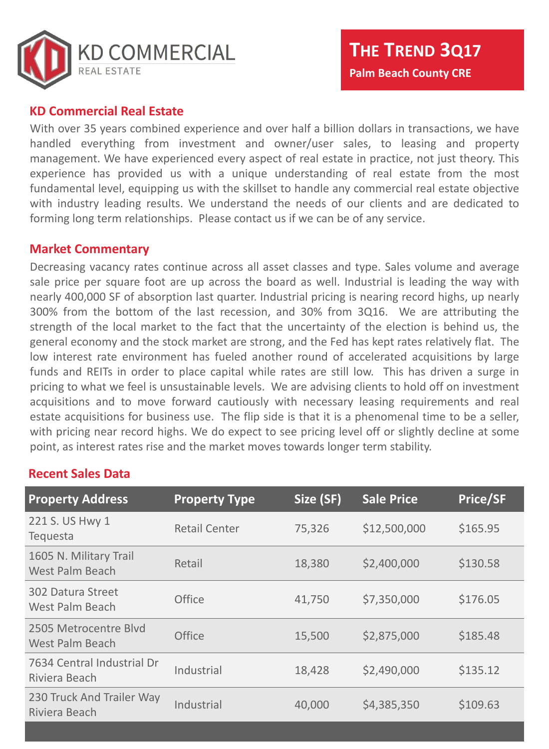KD COMMERCIAL
REAL ESTATE

# The Trend 3Q17

**Palm Beach County CRE**

## KD Commercial Real Estate

With over 35 years combined experience and over half a billion dollars in transactions, we have handled everything from investment and owner/user sales, to leasing and property management. We have experienced every aspect of real estate in practice, not just theory. This experience has provided us with a unique understanding of real estate from the most fundamental level, equipping us with the skillset to handle any commercial real estate objective with industry leading results. We understand the needs of our clients and are dedicated to forming long term relationships. Please contact us if we can be of any service.

## Market Commentary

Decreasing vacancy rates continue across all asset classes and type. Sales volume and average sale price per square foot are up across the board as well. Industrial is leading the way with nearly 400,000 SF of absorption last quarter. Industrial pricing is nearing record highs, up nearly 300% from the bottom of the last recession, and 30% from 3Q16. We are attributing the strength of the local market to the fact that the uncertainty of the election is behind us, the general economy and the stock market are strong, and the Fed has kept rates relatively flat. The low interest rate environment has fueled another round of accelerated acquisitions by large funds and REITs in order to place capital while rates are still low. This has driven a surge in pricing to what we feel is unsustainable levels. We are advising clients to hold off on investment acquisitions and to move forward cautiously with necessary leasing requirements and real estate acquisitions for business use. The flip side is that it is a phenomenal time to be a seller, with pricing near record highs. We do expect to see pricing level off or slightly decline at some point, as interest rates rise and the market moves towards longer term stability.

## Recent Sales Data

| Property Address | Property Type | Size (SF) | Sale Price | Price/SF |
|---|---|---|---|---|
| 221 S. US Hwy 1 Tequesta | Retail Center | 75,326 | $12,500,000 | $165.95 |
| 1605 N. Military Trail West Palm Beach | Retail | 18,380 | $2,400,000 | $130.58 |
| 302 Datura Street West Palm Beach | Office | 41,750 | $7,350,000 | $176.05 |
| 2505 Metrocentre Blvd West Palm Beach | Office | 15,500 | $2,875,000 | $185.48 |
| 7634 Central Industrial Dr Riviera Beach | Industrial | 18,428 | $2,490,000 | $135.12 |
| 230 Truck And Trailer Way Riviera Beach | Industrial | 40,000 | $4,385,350 | $109.63 |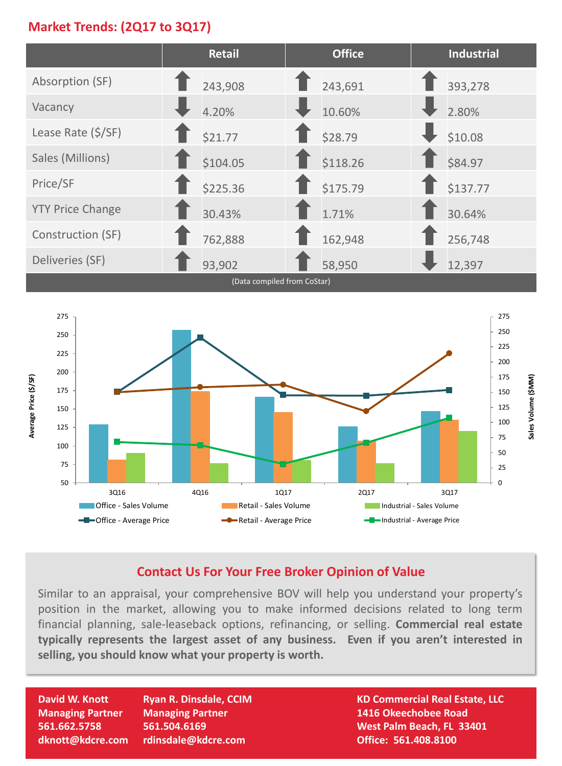## Market Trends: (2Q17 to 3Q17)

| | Retail | Office | Industrial |
|---|---|---|---|
| Absorption (SF) | ⬆ 243,908 | ⬆ 243,691 | ⬆ 393,278 |
| Vacancy | ⬇ 4.20% | ⬇ 10.60% | ⬇ 2.80% |
| Lease Rate ($/SF) | ⬆ $21.77 | ⬆ $28.79 | ⬇ $10.08 |
| Sales (Millions) | ⬆ $104.05 | ⬆ $118.26 | ⬆ $84.97 |
| Price/SF | ⬆ $225.36 | ⬆ $175.79 | ⬆ $137.77 |
| YTY Price Change | ⬆ 30.43% | ⬆ 1.71% | ⬆ 30.64% |
| Construction (SF) | ⬆ 762,888 | ⬆ 162,948 | ⬆ 256,748 |
| Deliveries (SF) | ⬆ 93,902 | ⬆ 58,950 | ⬇ 12,397 |

(Data compiled from CoStar)

Average Price ($/SF)
275
250
225
200
175
150
125
100
75
50

Sales Volume ($MM)
275
250
225
200
175
150
125
100
75
50
25
0

3Q16
4Q16
1Q17
2Q17
3Q17

Office - Sales Volume
Retail - Sales Volume
Industrial - Sales Volume
Office - Average Price
Retail - Average Price
Industrial - Average Price

### Contact Us For Your Free Broker Opinion of Value

Similar to an appraisal, your comprehensive BOV will help you understand your property's position in the market, allowing you to make informed decisions related to long term financial planning, sale-leaseback options, refinancing, or selling. **Commercial real estate typically represents the largest asset of any business. Even if you aren't interested in selling, you should know what your property is worth.**

**David W. Knott**
**Managing Partner**
**561.662.5758**
**dknott@kdcre.com**

**Ryan R. Dinsdale, CCIM**
**Managing Partner**
**561.504.6169**
**rdinsdale@kdcre.com**

**KD Commercial Real Estate, LLC**
**1416 Okeechobee Road**
**West Palm Beach, FL 33401**
**Office: 561.408.8100**